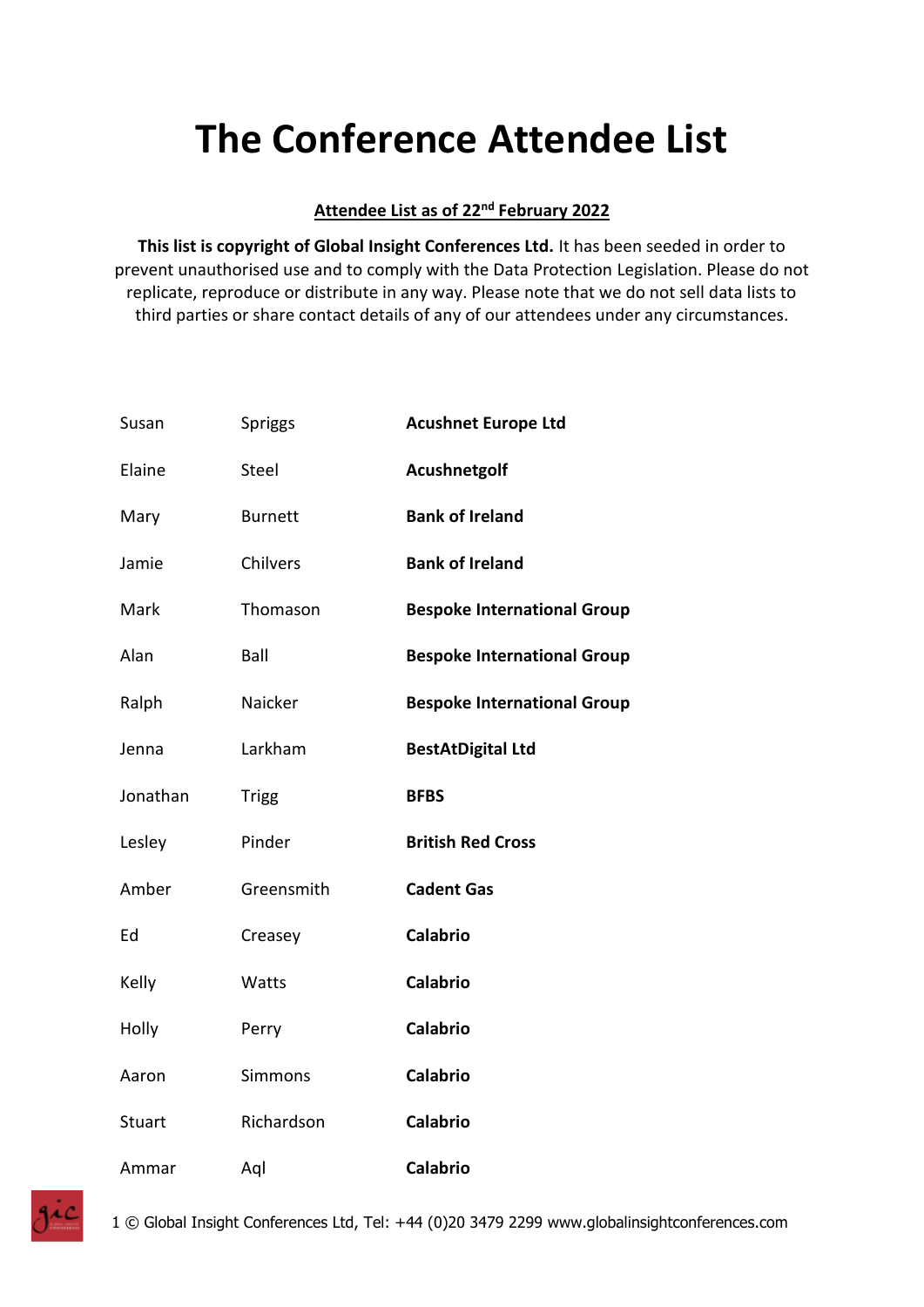# The Conference Attendee List

**Attendee List as of 22nd February 2022**

**This list is copyright of Global Insight Conferences Ltd.** It has been seeded in order to prevent unauthorised use and to comply with the Data Protection Legislation. Please do not replicate, reproduce or distribute in any way. Please note that we do not sell data lists to third parties or share contact details of any of our attendees under any circumstances.

| | | |
|---|---|---|
| Susan | Spriggs | **Acushnet Europe Ltd** |
| Elaine | Steel | **Acushnetgolf** |
| Mary | Burnett | **Bank of Ireland** |
| Jamie | Chilvers | **Bank of Ireland** |
| Mark | Thomason | **Bespoke International Group** |
| Alan | Ball | **Bespoke International Group** |
| Ralph | Naicker | **Bespoke International Group** |
| Jenna | Larkham | **BestAtDigital Ltd** |
| Jonathan | Trigg | **BFBS** |
| Lesley | Pinder | **British Red Cross** |
| Amber | Greensmith | **Cadent Gas** |
| Ed | Creasey | **Calabrio** |
| Kelly | Watts | **Calabrio** |
| Holly | Perry | **Calabrio** |
| Aaron | Simmons | **Calabrio** |
| Stuart | Richardson | **Calabrio** |
| Ammar | Aql | **Calabrio** |

© Global Insight Conferences Ltd, Tel: +44 (0)20 3479 2299 www.globalinsightconferences.com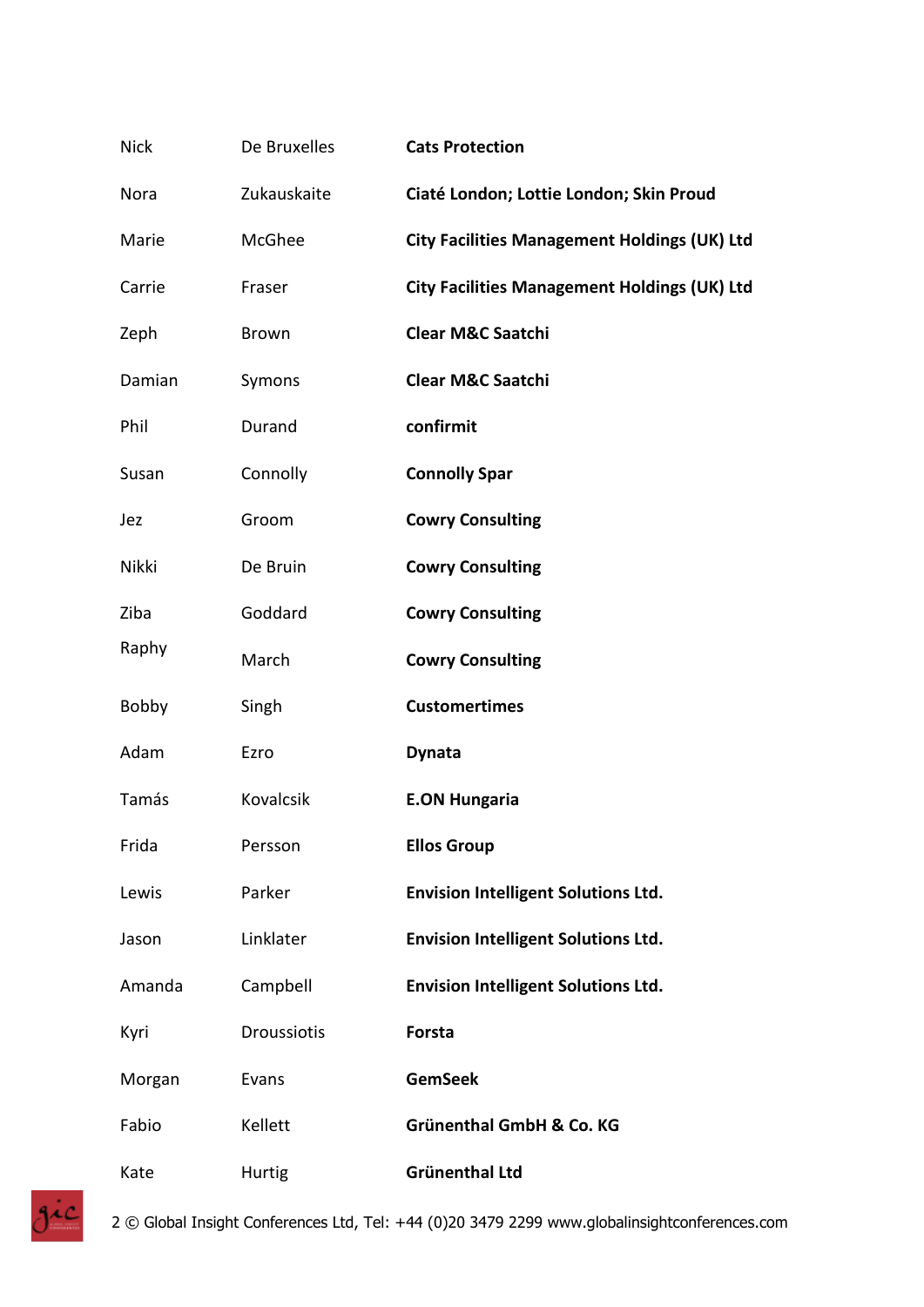| | | |
|---|---|---|
| Nick | De Bruxelles | **Cats Protection** |
| Nora | Zukauskaite | **Ciaté London; Lottie London; Skin Proud** |
| Marie | McGhee | **City Facilities Management Holdings (UK) Ltd** |
| Carrie | Fraser | **City Facilities Management Holdings (UK) Ltd** |
| Zeph | Brown | **Clear M&C Saatchi** |
| Damian | Symons | **Clear M&C Saatchi** |
| Phil | Durand | **confirmit** |
| Susan | Connolly | **Connolly Spar** |
| Jez | Groom | **Cowry Consulting** |
| Nikki | De Bruin | **Cowry Consulting** |
| Ziba | Goddard | **Cowry Consulting** |
| Raphy | March | **Cowry Consulting** |
| Bobby | Singh | **Customertimes** |
| Adam | Ezro | **Dynata** |
| Tamás | Kovalcsik | **E.ON Hungaria** |
| Frida | Persson | **Ellos Group** |
| Lewis | Parker | **Envision Intelligent Solutions Ltd.** |
| Jason | Linklater | **Envision Intelligent Solutions Ltd.** |
| Amanda | Campbell | **Envision Intelligent Solutions Ltd.** |
| Kyri | Droussiotis | **Forsta** |
| Morgan | Evans | **GemSeek** |
| Fabio | Kellett | **Grünenthal GmbH & Co. KG** |
| Kate | Hurtig | **Grünenthal Ltd** |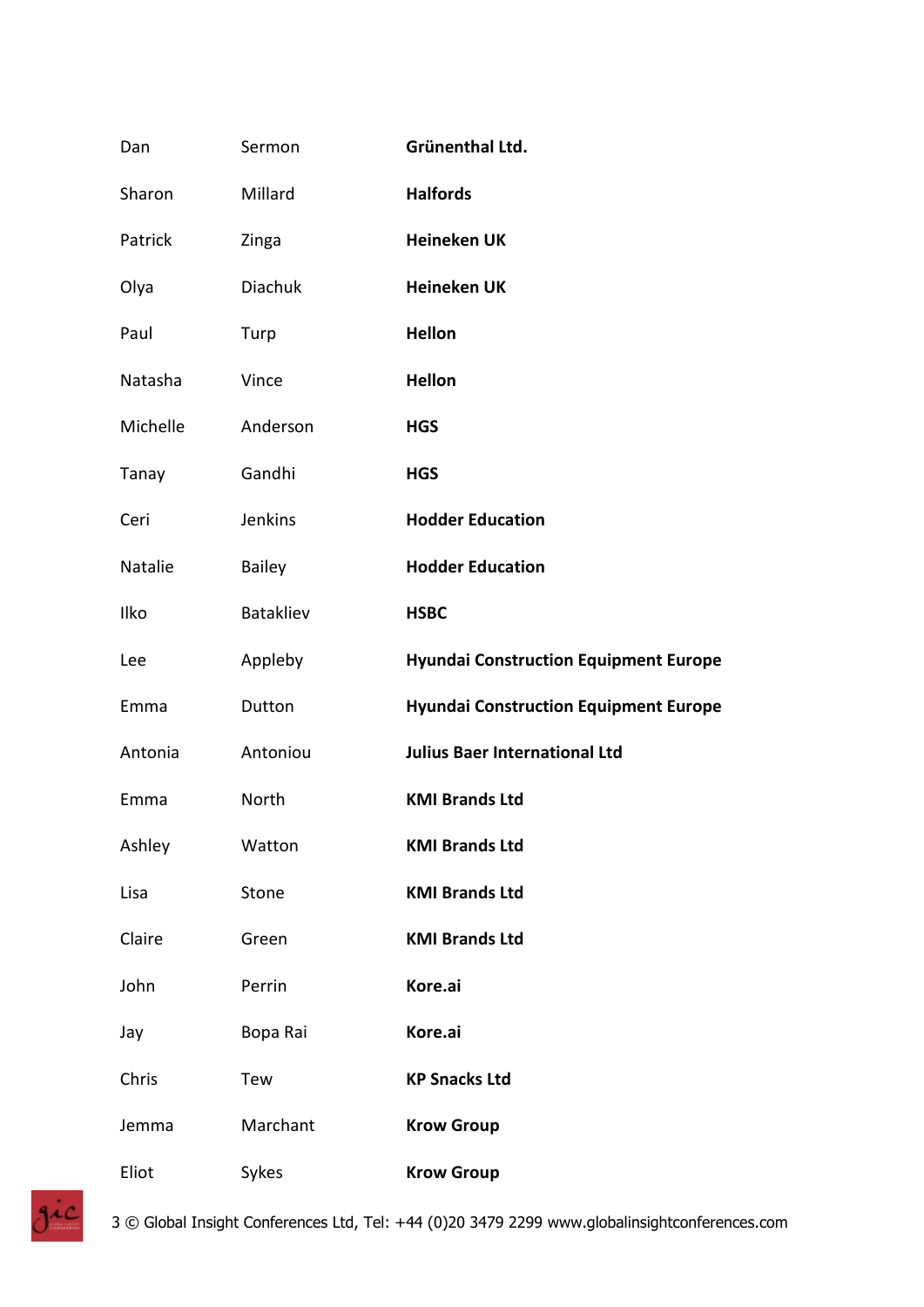| | | |
|---|---|---|
| Dan | Sermon | **Grünenthal Ltd.** |
| Sharon | Millard | **Halfords** |
| Patrick | Zinga | **Heineken UK** |
| Olya | Diachuk | **Heineken UK** |
| Paul | Turp | **Hellon** |
| Natasha | Vince | **Hellon** |
| Michelle | Anderson | **HGS** |
| Tanay | Gandhi | **HGS** |
| Ceri | Jenkins | **Hodder Education** |
| Natalie | Bailey | **Hodder Education** |
| Ilko | Batakliev | **HSBC** |
| Lee | Appleby | **Hyundai Construction Equipment Europe** |
| Emma | Dutton | **Hyundai Construction Equipment Europe** |
| Antonia | Antoniou | **Julius Baer International Ltd** |
| Emma | North | **KMI Brands Ltd** |
| Ashley | Watton | **KMI Brands Ltd** |
| Lisa | Stone | **KMI Brands Ltd** |
| Claire | Green | **KMI Brands Ltd** |
| John | Perrin | **Kore.ai** |
| Jay | Bopa Rai | **Kore.ai** |
| Chris | Tew | **KP Snacks Ltd** |
| Jemma | Marchant | **Krow Group** |
| Eliot | Sykes | **Krow Group** |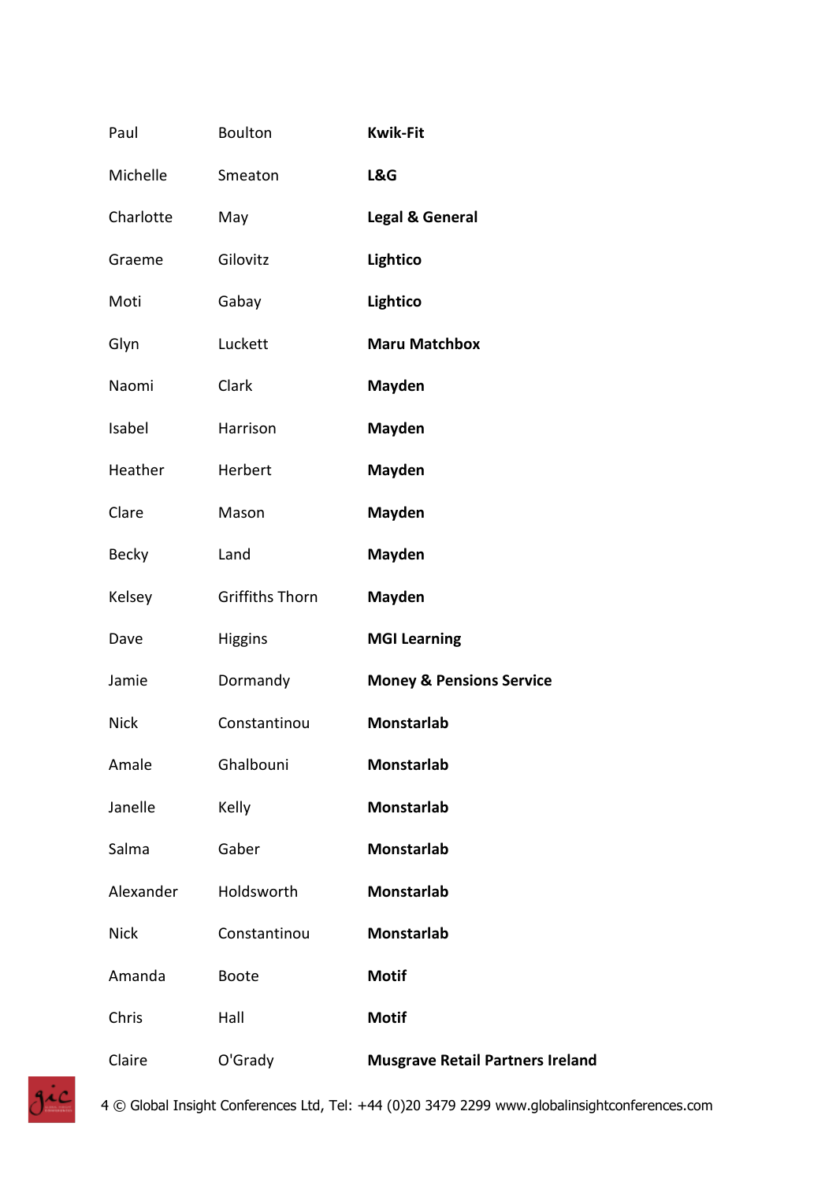| | | |
|---|---|---|
| Paul | Boulton | **Kwik-Fit** |
| Michelle | Smeaton | **L&G** |
| Charlotte | May | **Legal & General** |
| Graeme | Gilovitz | **Lightico** |
| Moti | Gabay | **Lightico** |
| Glyn | Luckett | **Maru Matchbox** |
| Naomi | Clark | **Mayden** |
| Isabel | Harrison | **Mayden** |
| Heather | Herbert | **Mayden** |
| Clare | Mason | **Mayden** |
| Becky | Land | **Mayden** |
| Kelsey | Griffiths Thorn | **Mayden** |
| Dave | Higgins | **MGI Learning** |
| Jamie | Dormandy | **Money & Pensions Service** |
| Nick | Constantinou | **Monstarlab** |
| Amale | Ghalbouni | **Monstarlab** |
| Janelle | Kelly | **Monstarlab** |
| Salma | Gaber | **Monstarlab** |
| Alexander | Holdsworth | **Monstarlab** |
| Nick | Constantinou | **Monstarlab** |
| Amanda | Boote | **Motif** |
| Chris | Hall | **Motif** |
| Claire | O'Grady | **Musgrave Retail Partners Ireland** |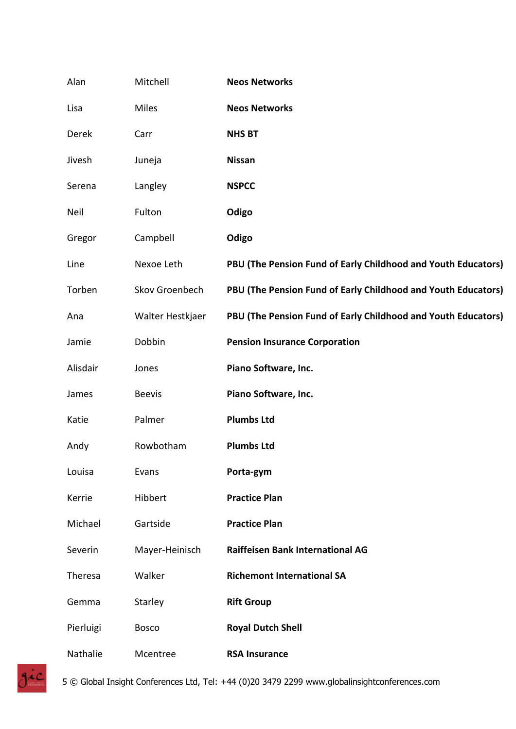| | | |
|---|---|---|
| Alan | Mitchell | **Neos Networks** |
| Lisa | Miles | **Neos Networks** |
| Derek | Carr | **NHS BT** |
| Jivesh | Juneja | **Nissan** |
| Serena | Langley | **NSPCC** |
| Neil | Fulton | **Odigo** |
| Gregor | Campbell | **Odigo** |
| Line | Nexoe Leth | **PBU (The Pension Fund of Early Childhood and Youth Educators)** |
| Torben | Skov Groenbech | **PBU (The Pension Fund of Early Childhood and Youth Educators)** |
| Ana | Walter Hestkjaer | **PBU (The Pension Fund of Early Childhood and Youth Educators)** |
| Jamie | Dobbin | **Pension Insurance Corporation** |
| Alisdair | Jones | **Piano Software, Inc.** |
| James | Beevis | **Piano Software, Inc.** |
| Katie | Palmer | **Plumbs Ltd** |
| Andy | Rowbotham | **Plumbs Ltd** |
| Louisa | Evans | **Porta-gym** |
| Kerrie | Hibbert | **Practice Plan** |
| Michael | Gartside | **Practice Plan** |
| Severin | Mayer-Heinisch | **Raiffeisen Bank International AG** |
| Theresa | Walker | **Richemont International SA** |
| Gemma | Starley | **Rift Group** |
| Pierluigi | Bosco | **Royal Dutch Shell** |
| Nathalie | Mcentree | **RSA Insurance** |

© Global Insight Conferences Ltd, Tel: +44 (0)20 3479 2299 www.globalinsightconferences.com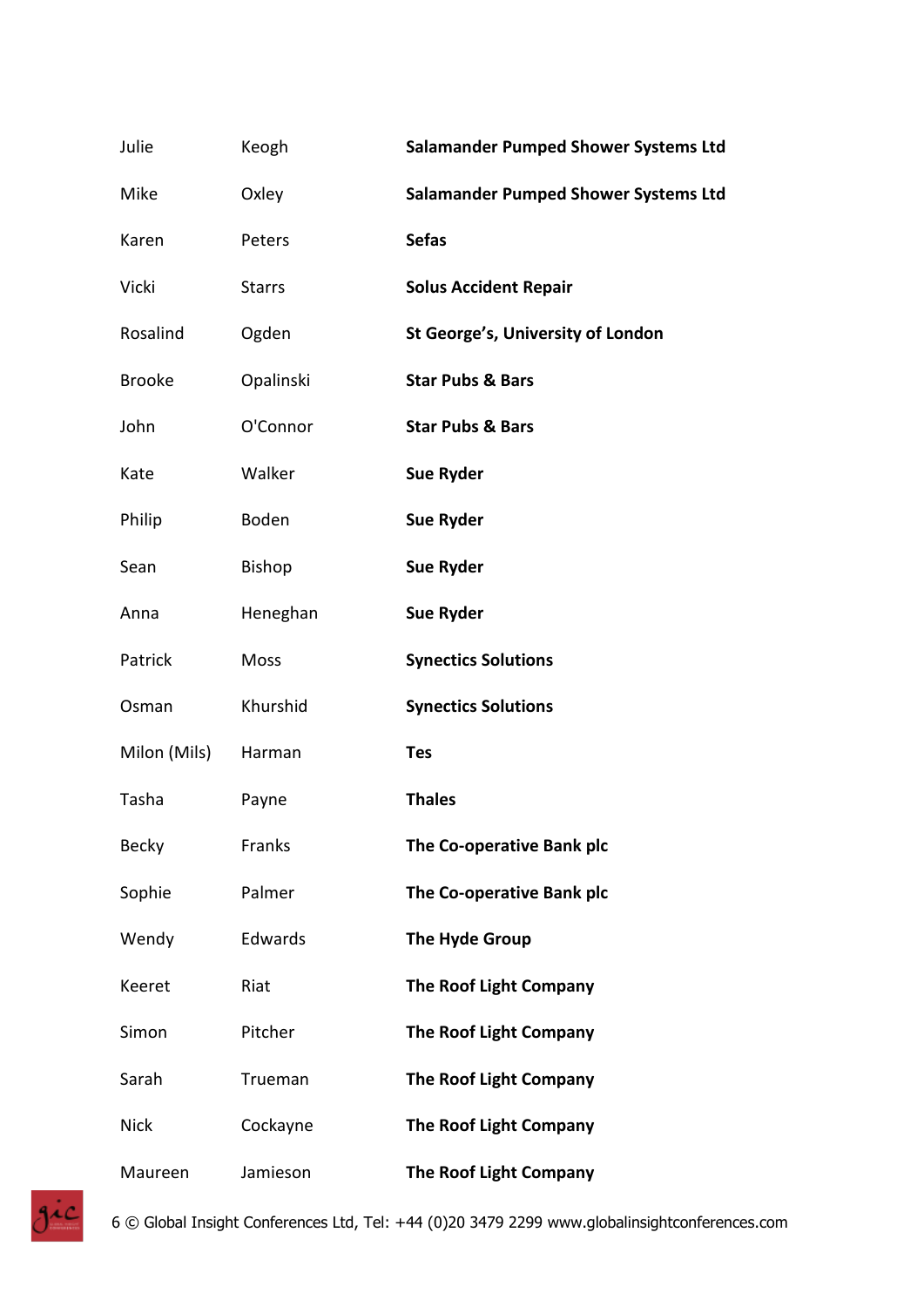| | | |
|---|---|---|
| Julie | Keogh | **Salamander Pumped Shower Systems Ltd** |
| Mike | Oxley | **Salamander Pumped Shower Systems Ltd** |
| Karen | Peters | **Sefas** |
| Vicki | Starrs | **Solus Accident Repair** |
| Rosalind | Ogden | **St George's, University of London** |
| Brooke | Opalinski | **Star Pubs & Bars** |
| John | O'Connor | **Star Pubs & Bars** |
| Kate | Walker | **Sue Ryder** |
| Philip | Boden | **Sue Ryder** |
| Sean | Bishop | **Sue Ryder** |
| Anna | Heneghan | **Sue Ryder** |
| Patrick | Moss | **Synectics Solutions** |
| Osman | Khurshid | **Synectics Solutions** |
| Milon (Mils) | Harman | **Tes** |
| Tasha | Payne | **Thales** |
| Becky | Franks | **The Co-operative Bank plc** |
| Sophie | Palmer | **The Co-operative Bank plc** |
| Wendy | Edwards | **The Hyde Group** |
| Keeret | Riat | **The Roof Light Company** |
| Simon | Pitcher | **The Roof Light Company** |
| Sarah | Trueman | **The Roof Light Company** |
| Nick | Cockayne | **The Roof Light Company** |
| Maureen | Jamieson | **The Roof Light Company** |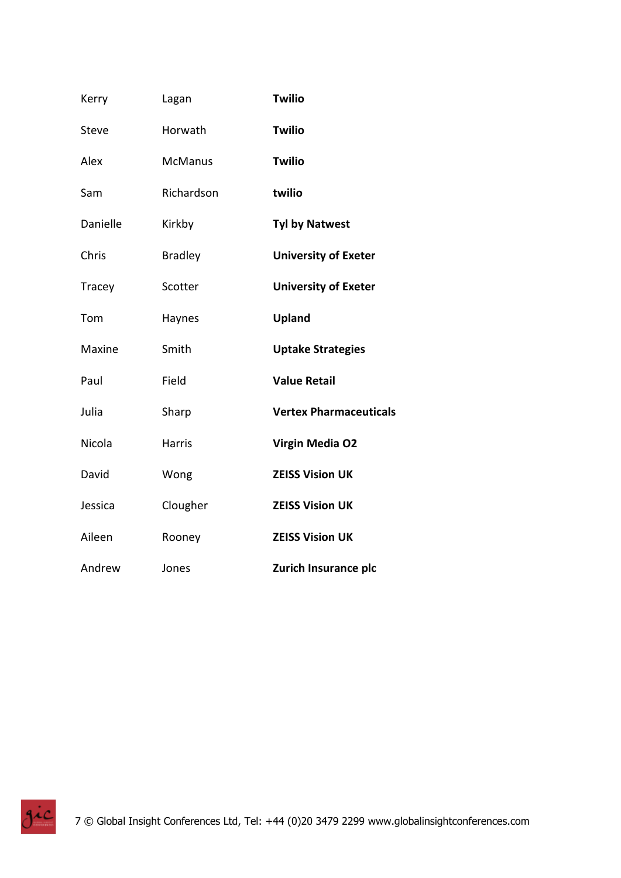| | | |
|---|---|---|
| Kerry | Lagan | **Twilio** |
| Steve | Horwath | **Twilio** |
| Alex | McManus | **Twilio** |
| Sam | Richardson | **twilio** |
| Danielle | Kirkby | **Tyl by Natwest** |
| Chris | Bradley | **University of Exeter** |
| Tracey | Scotter | **University of Exeter** |
| Tom | Haynes | **Upland** |
| Maxine | Smith | **Uptake Strategies** |
| Paul | Field | **Value Retail** |
| Julia | Sharp | **Vertex Pharmaceuticals** |
| Nicola | Harris | **Virgin Media O2** |
| David | Wong | **ZEISS Vision UK** |
| Jessica | Clougher | **ZEISS Vision UK** |
| Aileen | Rooney | **ZEISS Vision UK** |
| Andrew | Jones | **Zurich Insurance plc** |